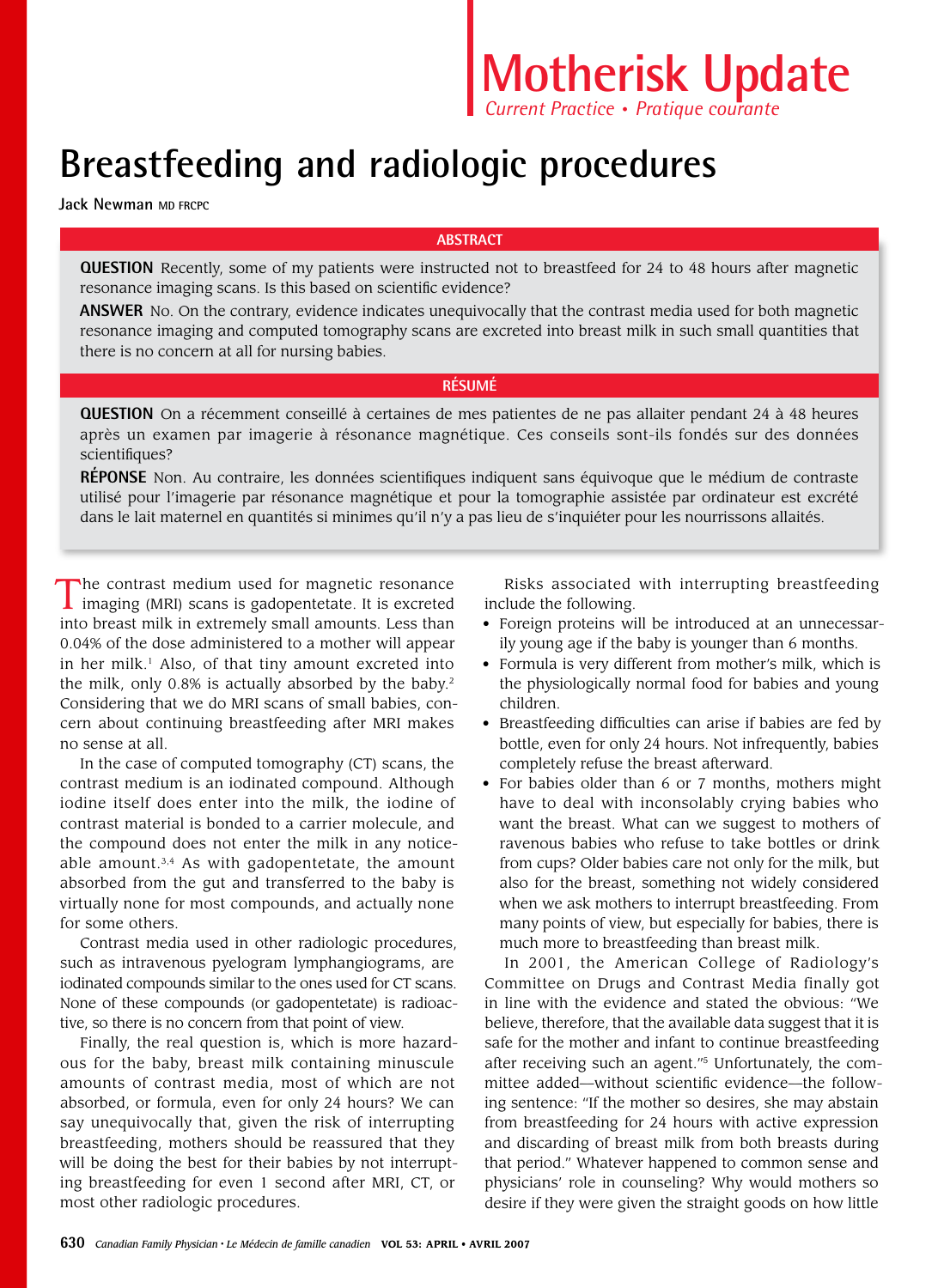# Motherisk Update

*Current Practice • Pratique courante*

# Breastfeeding and radiologic procedures

**Jack Newman** MD FRCPC

## ABSTRACT

**QUESTION** Recently, some of my patients were instructed not to breastfeed for 24 to 48 hours after magnetic resonance imaging scans. Is this based on scientific evidence?

**ANSWER** No. On the contrary, evidence indicates unequivocally that the contrast media used for both magnetic resonance imaging and computed tomography scans are excreted into breast milk in such small quantities that there is no concern at all for nursing babies.

## RÉSUMÉ

**QUESTION** On a récemment conseillé à certaines de mes patientes de ne pas allaiter pendant 24 à 48 heures après un examen par imagerie à résonance magnétique. Ces conseils sont-ils fondés sur des données scientifiques?

**RÉPONSE** Non. Au contraire, les données scientifiques indiquent sans équivoque que le médium de contraste utilisé pour l'imagerie par résonance magnétique et pour la tomographie assistée par ordinateur est excrété dans le lait maternel en quantités si minimes qu'il n'y a pas lieu de s'inquiéter pour les nourrissons allaités.

The contrast medium used for magnetic resonance imaging (MRI) scans is gadopentetate. It is excreted into breast milk in extremely small amounts. Less than 0.04% of the dose administered to a mother will appear in her milk.[1] Also, of that tiny amount excreted into the milk, only 0.8% is actually absorbed by the baby.[2] Considering that we do MRI scans of small babies, concern about continuing breastfeeding after MRI makes no sense at all.

In the case of computed tomography (CT) scans, the contrast medium is an iodinated compound. Although iodine itself does enter into the milk, the iodine of contrast material is bonded to a carrier molecule, and the compound does not enter the milk in any noticeable amount.[3,4] As with gadopentetate, the amount absorbed from the gut and transferred to the baby is virtually none for most compounds, and actually none for some others.

Contrast media used in other radiologic procedures, such as intravenous pyelogram lymphangiograms, are iodinated compounds similar to the ones used for CT scans. None of these compounds (or gadopentetate) is radioactive, so there is no concern from that point of view.

Finally, the real question is, which is more hazardous for the baby, breast milk containing minuscule amounts of contrast media, most of which are not absorbed, or formula, even for only 24 hours? We can say unequivocally that, given the risk of interrupting breastfeeding, mothers should be reassured that they will be doing the best for their babies by not interrupting breastfeeding for even 1 second after MRI, CT, or most other radiologic procedures.

Risks associated with interrupting breastfeeding include the following.

- Foreign proteins will be introduced at an unnecessarily young age if the baby is younger than 6 months.
- Formula is very different from mother's milk, which is the physiologically normal food for babies and young children.
- Breastfeeding difficulties can arise if babies are fed by bottle, even for only 24 hours. Not infrequently, babies completely refuse the breast afterward.
- For babies older than 6 or 7 months, mothers might have to deal with inconsolably crying babies who want the breast. What can we suggest to mothers of ravenous babies who refuse to take bottles or drink from cups? Older babies care not only for the milk, but also for the breast, something not widely considered when we ask mothers to interrupt breastfeeding. From many points of view, but especially for babies, there is much more to breastfeeding than breast milk.

In 2001, the American College of Radiology's Committee on Drugs and Contrast Media finally got in line with the evidence and stated the obvious: "We believe, therefore, that the available data suggest that it is safe for the mother and infant to continue breastfeeding after receiving such an agent."[5] Unfortunately, the committee added—without scientific evidence—the following sentence: "If the mother so desires, she may abstain from breastfeeding for 24 hours with active expression and discarding of breast milk from both breasts during that period." Whatever happened to common sense and physicians' role in counseling? Why would mothers so desire if they were given the straight goods on how little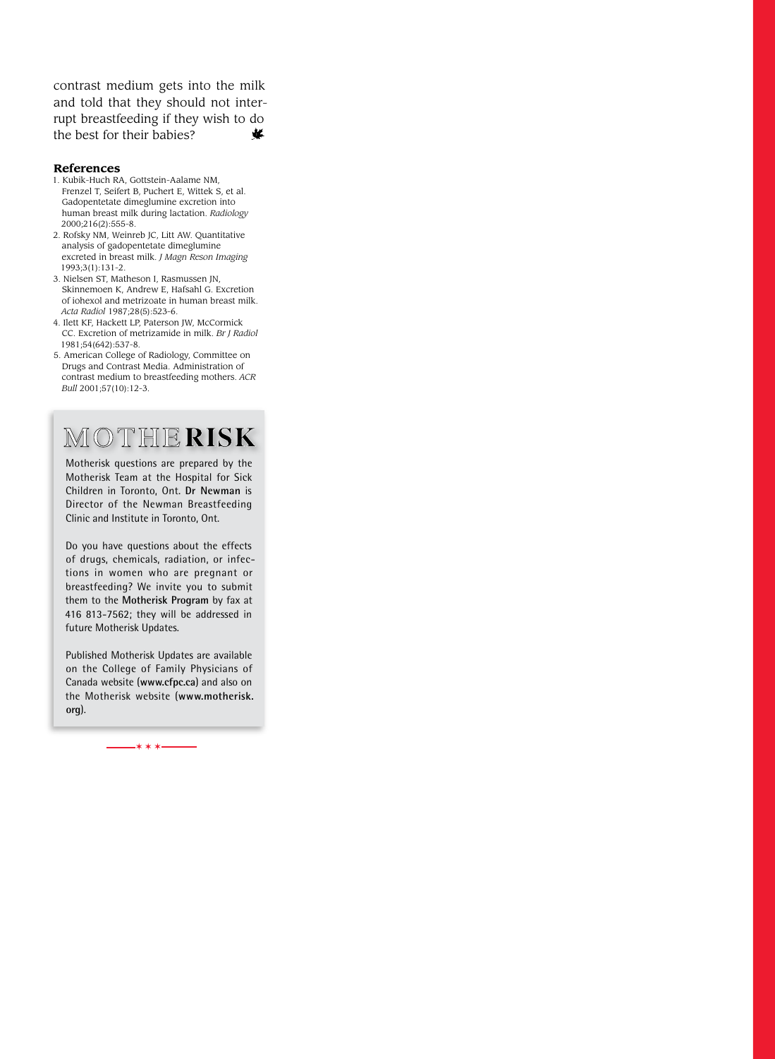contrast medium gets into the milk and told that they should not interrupt breastfeeding if they wish to do the best for their babies?

**References**

1. Kubik-Huch RA, Gottstein-Aalame NM, Frenzel T, Seifert B, Puchert E, Wittek S, et al. Gadopentetate dimeglumine excretion into human breast milk during lactation. *Radiology* 2000;216(2):555-8.
2. Rofsky NM, Weinreb JC, Litt AW. Quantitative analysis of gadopentetate dimeglumine excreted in breast milk. *J Magn Reson Imaging* 1993;3(1):131-2.
3. Nielsen ST, Matheson I, Rasmussen JN, Skinnemoen K, Andrew E, Hafsahl G. Excretion of iohexol and metrizoate in human breast milk. *Acta Radiol* 1987;28(5):523-6.
4. Ilett KF, Hackett LP, Paterson JW, McCormick CC. Excretion of metrizamide in milk. *Br J Radiol* 1981;54(642):537-8.
5. American College of Radiology, Committee on Drugs and Contrast Media. Administration of contrast medium to breastfeeding mothers. *ACR Bull* 2001;57(10):12-3.

## MOTHERISK

Motherisk questions are prepared by the Motherisk Team at the Hospital for Sick Children in Toronto, Ont. **Dr Newman** is Director of the Newman Breastfeeding Clinic and Institute in Toronto, Ont.

Do you have questions about the effects of drugs, chemicals, radiation, or infections in women who are pregnant or breastfeeding? We invite you to submit them to the **Motherisk Program** by fax at 416 813-7562; they will be addressed in future Motherisk Updates.

Published Motherisk Updates are available on the College of Family Physicians of Canada website (**www.cfpc.ca**) and also on the Motherisk website (**www.motherisk.org**).

\* \* \*